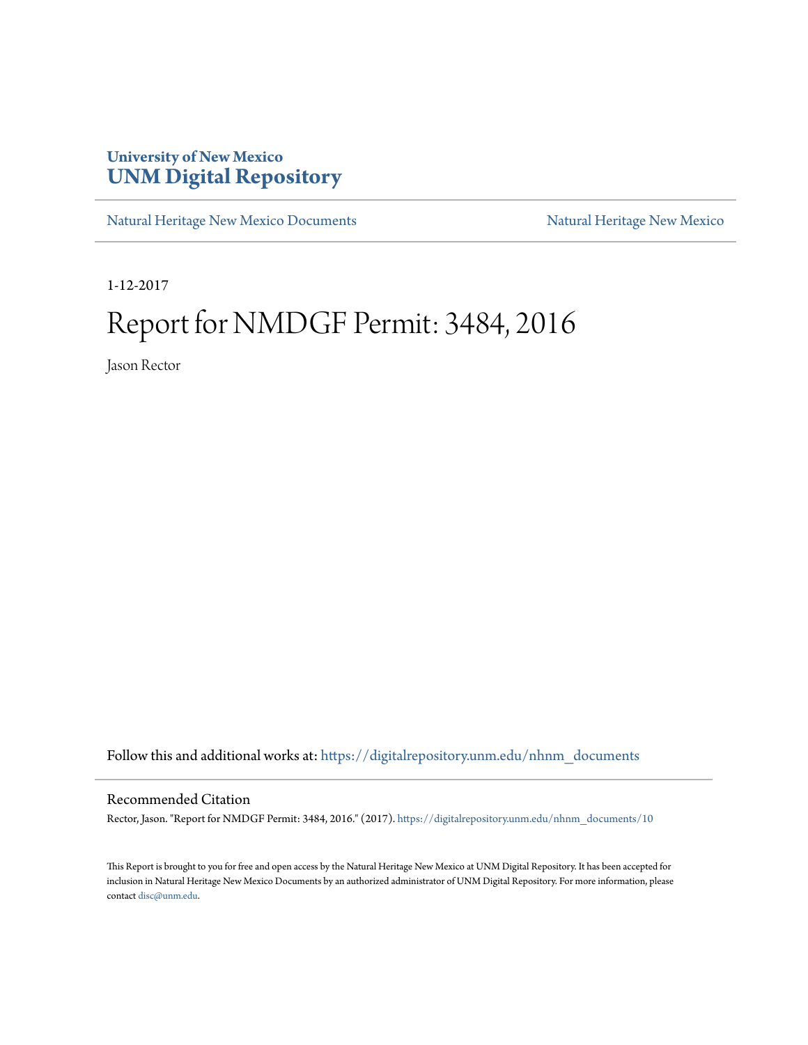University of New Mexico
**UNM Digital Repository**

Natural Heritage New Mexico Documents | Natural Heritage New Mexico

1-12-2017

# Report for NMDGF Permit: 3484, 2016

Jason Rector

Follow this and additional works at: https://digitalrepository.unm.edu/nhnm_documents

## Recommended Citation

Rector, Jason. "Report for NMDGF Permit: 3484, 2016." (2017). https://digitalrepository.unm.edu/nhnm_documents/10

This Report is brought to you for free and open access by the Natural Heritage New Mexico at UNM Digital Repository. It has been accepted for inclusion in Natural Heritage New Mexico Documents by an authorized administrator of UNM Digital Repository. For more information, please contact disc@unm.edu.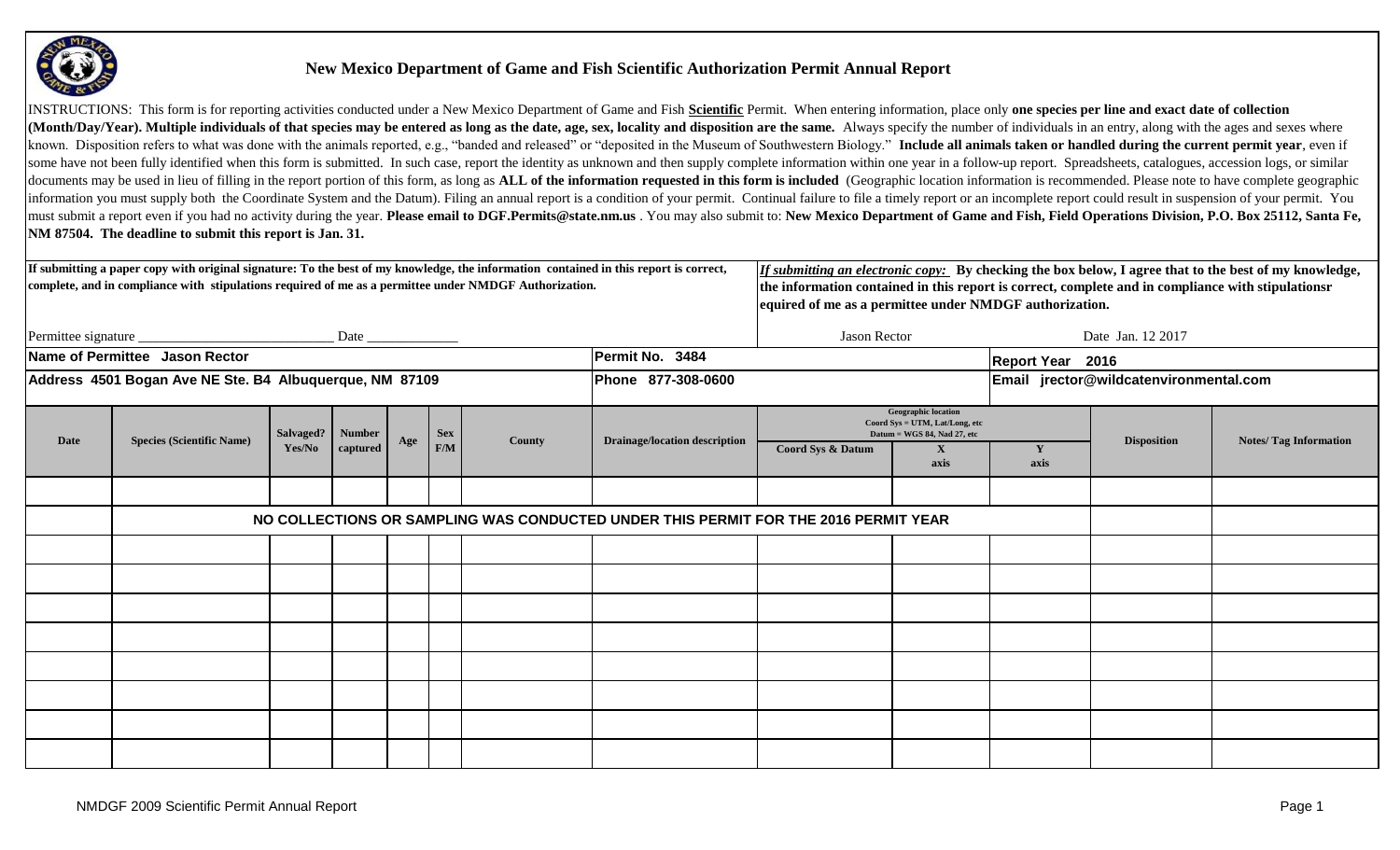# New Mexico Department of Game and Fish Scientific Authorization Permit Annual Report

INSTRUCTIONS: This form is for reporting activities conducted under a New Mexico Department of Game and Fish **Scientific** Permit. When entering information, place only **one species per line and exact date of collection (Month/Day/Year). Multiple individuals of that species may be entered as long as the date, age, sex, locality and disposition are the same.** Always specify the number of individuals in an entry, along with the ages and sexes where known. Disposition refers to what was done with the animals reported, e.g., "banded and released" or "deposited in the Museum of Southwestern Biology." **Include all animals taken or handled during the current permit year**, even if some have not been fully identified when this form is submitted. In such case, report the identity as unknown and then supply complete information within one year in a follow-up report. Spreadsheets, catalogues, accession logs, or similar documents may be used in lieu of filling in the report portion of this form, as long as **ALL of the information requested in this form is included** (Geographic location information is recommended. Please note to have complete geographic information you must supply both the Coordinate System and the Datum). Filing an annual report is a condition of your permit. Continual failure to file a timely report or an incomplete report could result in suspension of your permit. You must submit a report even if you had no activity during the year. **Please email to DGF.Permits@state.nm.us** . You may also submit to: **New Mexico Department of Game and Fish, Field Operations Division, P.O. Box 25112, Santa Fe, NM 87504. The deadline to submit this report is Jan. 31.**

**If submitting a paper copy with original signature: To the best of my knowledge, the information contained in this report is correct, complete, and in compliance with stipulations required of me as a permittee under NMDGF Authorization.**

Permittee signature ___________________________ Date _____________

***If submitting an electronic copy:*** **By checking the box below, I agree that to the best of my knowledge, the information contained in this report is correct, complete and in compliance with stipulationsr equired of me as a permittee under NMDGF authorization.**

Jason Rector Date Jan. 12 2017

**Name of Permittee** Jason Rector | **Permit No.** 3484 | **Report Year** 2016

**Address** 4501 Bogan Ave NE Ste. B4 Albuquerque, NM 87109 | **Phone** 877-308-0600 | **Email** jrector@wildcatenvironmental.com

| Date | Species (Scientific Name) | Salvaged? Yes/No | Number captured | Age | Sex F/M | County | Drainage/location description | Geographic location Coord Sys = UTM, Lat/Long, etc Datum = WGS 84, Nad 27, etc | | | Disposition | Notes/ Tag Information |
|---|---|---|---|---|---|---|---|---|---|---|---|---|
| | | | | | | | | Coord Sys & Datum | X axis | Y axis | | |
| | | | | | | | | | | | | |
| | NO COLLECTIONS OR SAMPLING WAS CONDUCTED UNDER THIS PERMIT FOR THE 2016 PERMIT YEAR | | | | | | | | | | | |
| | | | | | | | | | | | | |
| | | | | | | | | | | | | |
| | | | | | | | | | | | | |
| | | | | | | | | | | | | |
| | | | | | | | | | | | | |
| | | | | | | | | | | | | |
| | | | | | | | | | | | | |
| | | | | | | | | | | | | |

NMDGF 2009 Scientific Permit Annual Report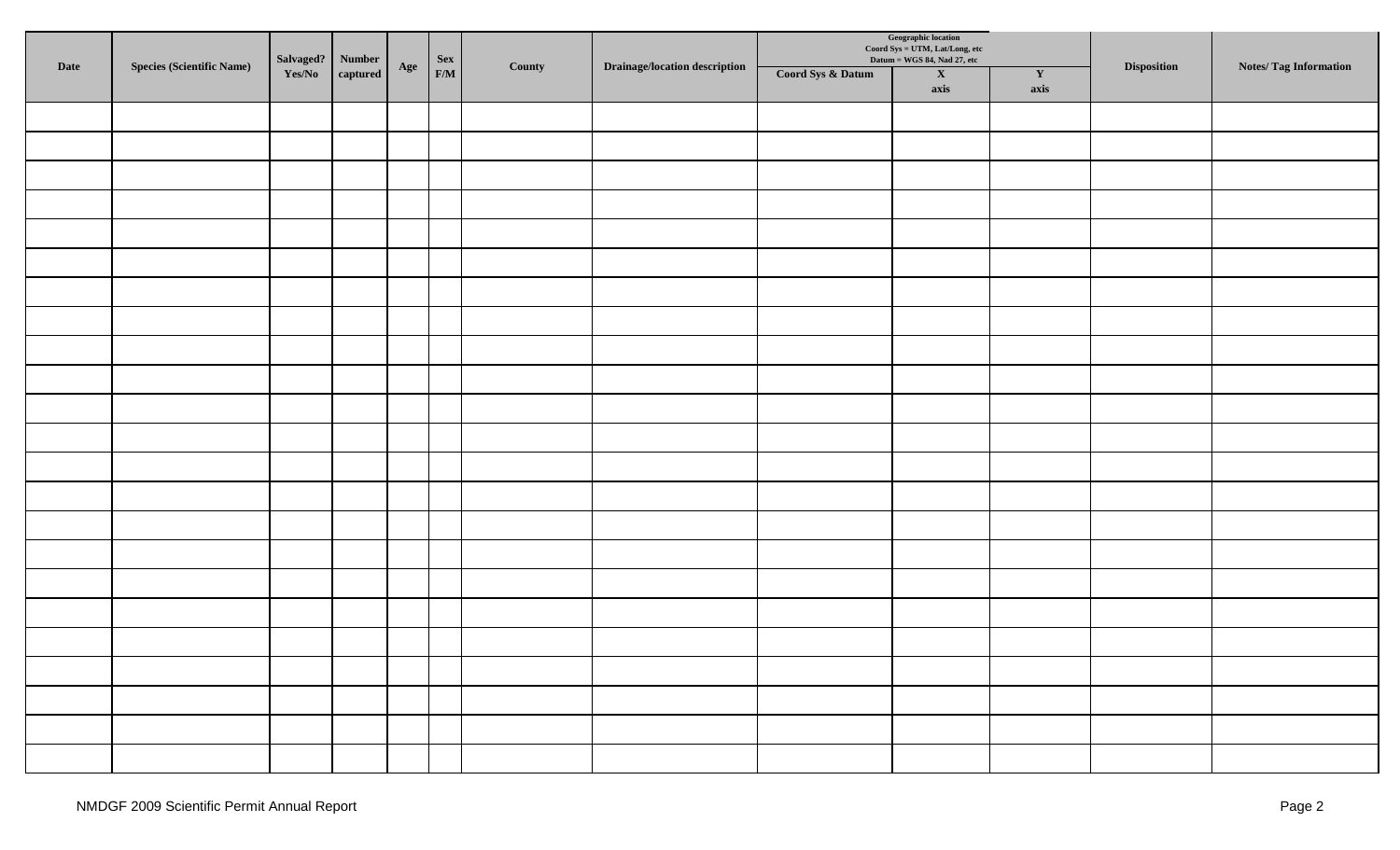| Date | Species (Scientific Name) | Salvaged? Yes/No | Number captured | Age | Sex F/M | County | Drainage/location description | Geographic location Coord Sys = UTM, Lat/Long, etc Datum = WGS 84, Nad 27, etc | | | Disposition | Notes/ Tag Information |
|---|---|---|---|---|---|---|---|---|---|---|---|---|
| | | | | | | | | Coord Sys & Datum | X axis | Y axis | | |
| | | | | | | | | | | | | |
| | | | | | | | | | | | | |
| | | | | | | | | | | | | |
| | | | | | | | | | | | | |
| | | | | | | | | | | | | |
| | | | | | | | | | | | | |
| | | | | | | | | | | | | |
| | | | | | | | | | | | | |
| | | | | | | | | | | | | |
| | | | | | | | | | | | | |
| | | | | | | | | | | | | |
| | | | | | | | | | | | | |
| | | | | | | | | | | | | |
| | | | | | | | | | | | | |
| | | | | | | | | | | | | |
| | | | | | | | | | | | | |
| | | | | | | | | | | | | |
| | | | | | | | | | | | | |
| | | | | | | | | | | | | |
| | | | | | | | | | | | | |
| | | | | | | | | | | | | |
| | | | | | | | | | | | | |
| | | | | | | | | | | | | |

NMDGF 2009 Scientific Permit Annual Report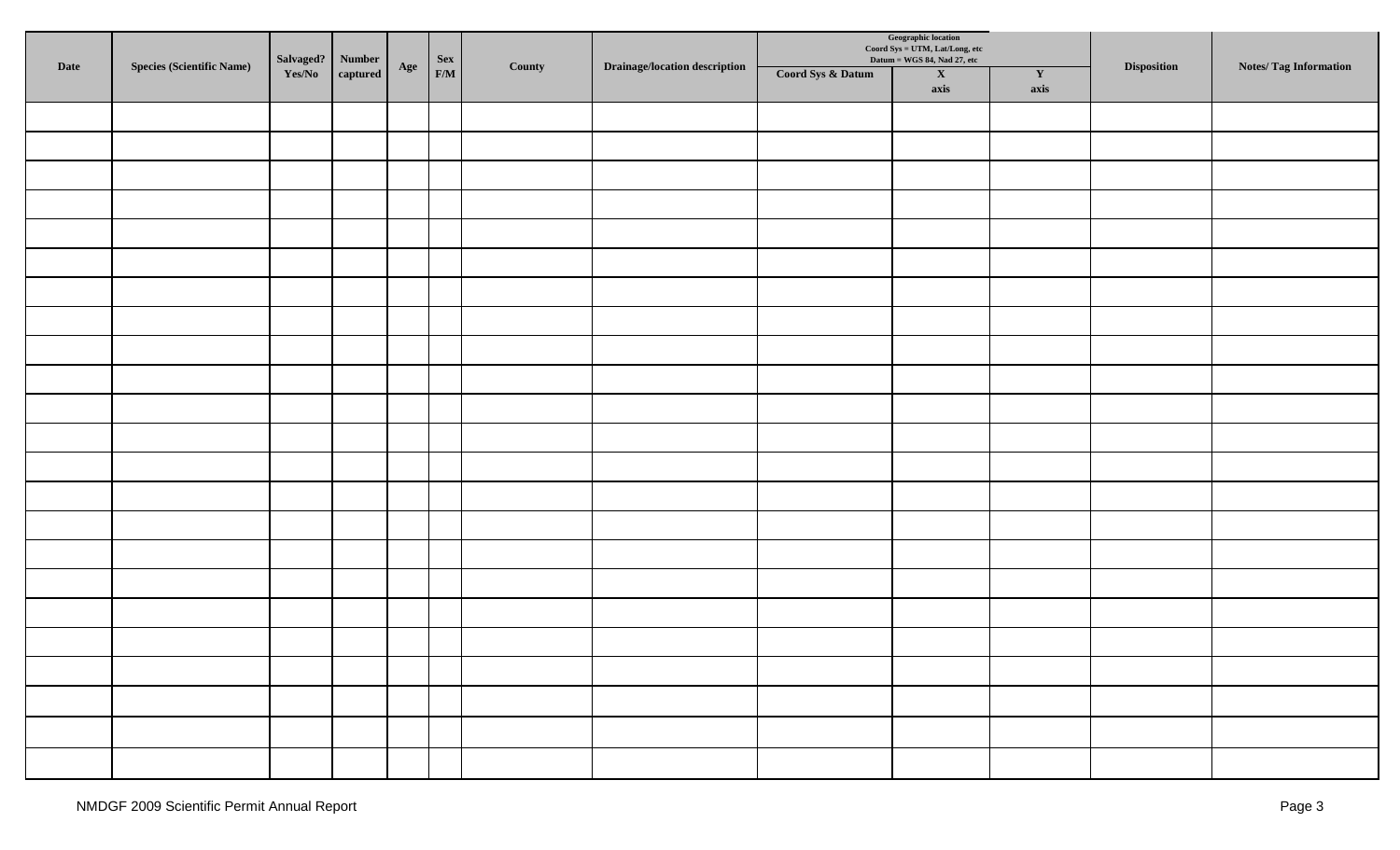| Date | Species (Scientific Name) | Salvaged? Yes/No | Number captured | Age | Sex F/M | County | Drainage/location description | Geographic location Coord Sys = UTM, Lat/Long, etc Datum = WGS 84, Nad 27, etc | | | Disposition | Notes/ Tag Information |
|---|---|---|---|---|---|---|---|---|---|---|---|---|
| | | | | | | | | Coord Sys & Datum | X axis | Y axis | | |
| | | | | | | | | | | | | |
| | | | | | | | | | | | | |
| | | | | | | | | | | | | |
| | | | | | | | | | | | | |
| | | | | | | | | | | | | |
| | | | | | | | | | | | | |
| | | | | | | | | | | | | |
| | | | | | | | | | | | | |
| | | | | | | | | | | | | |
| | | | | | | | | | | | | |
| | | | | | | | | | | | | |
| | | | | | | | | | | | | |
| | | | | | | | | | | | | |
| | | | | | | | | | | | | |
| | | | | | | | | | | | | |
| | | | | | | | | | | | | |
| | | | | | | | | | | | | |
| | | | | | | | | | | | | |
| | | | | | | | | | | | | |
| | | | | | | | | | | | | |
| | | | | | | | | | | | | |
| | | | | | | | | | | | | |
| | | | | | | | | | | | | |

NMDGF 2009 Scientific Permit Annual Report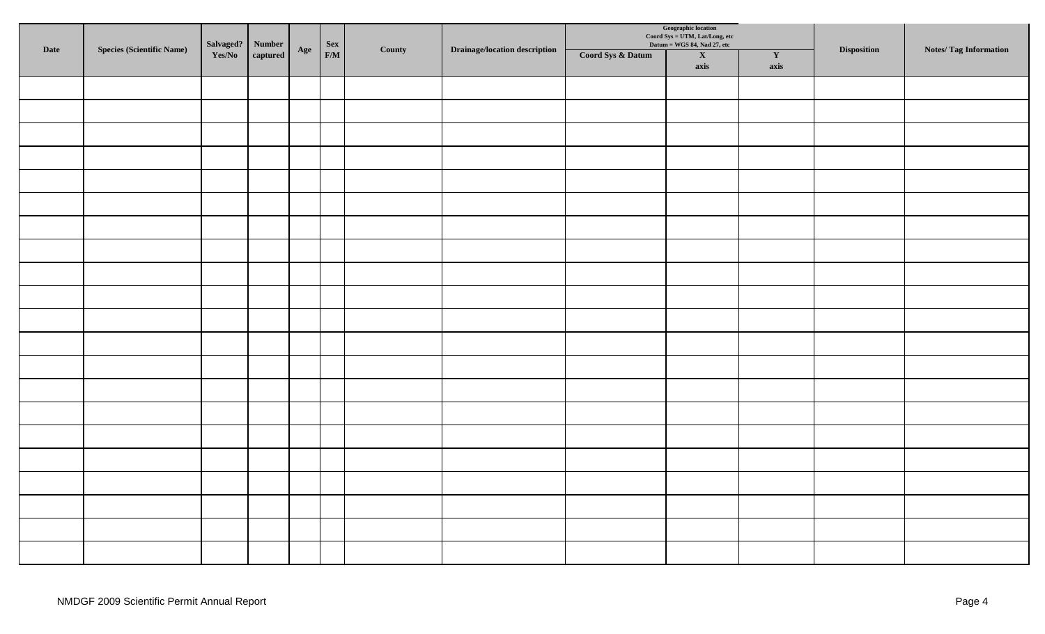| Date | Species (Scientific Name) | Salvaged? Yes/No | Number captured | Age | Sex F/M | County | Drainage/location description | Geographic location Coord Sys = UTM, Lat/Long, etc Datum = WGS 84, Nad 27, etc | | | Disposition | Notes/ Tag Information |
|---|---|---|---|---|---|---|---|---|---|---|---|---|
| | | | | | | | | Coord Sys & Datum | X axis | Y axis | | |
| | | | | | | | | | | | | |
| | | | | | | | | | | | | |
| | | | | | | | | | | | | |
| | | | | | | | | | | | | |
| | | | | | | | | | | | | |
| | | | | | | | | | | | | |
| | | | | | | | | | | | | |
| | | | | | | | | | | | | |
| | | | | | | | | | | | | |
| | | | | | | | | | | | | |
| | | | | | | | | | | | | |
| | | | | | | | | | | | | |
| | | | | | | | | | | | | |
| | | | | | | | | | | | | |
| | | | | | | | | | | | | |
| | | | | | | | | | | | | |
| | | | | | | | | | | | | |
| | | | | | | | | | | | | |
| | | | | | | | | | | | | |
| | | | | | | | | | | | | |
| | | | | | | | | | | | | |